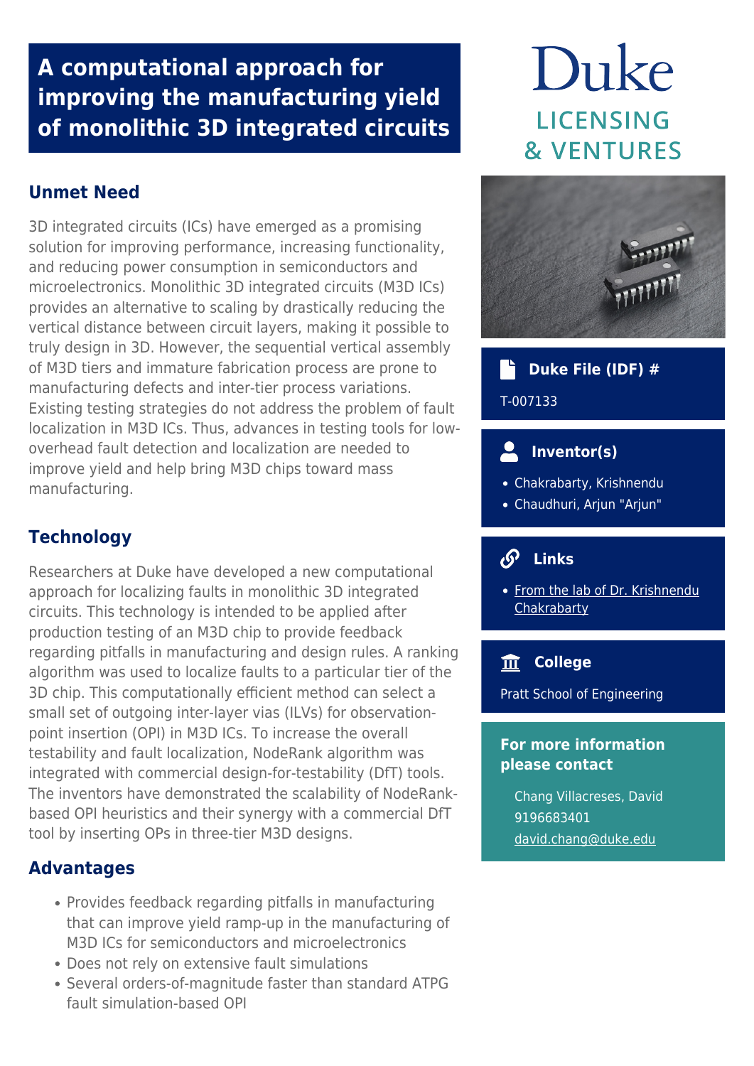# A computational approach for improving the manufacturing yield of monolithic 3D integrated circuits

## Unmet Need

3D integrated circuits (ICs) have emerged as a promising solution for improving performance, increasing functionality, and reducing power consumption in semiconductors and microelectronics. Monolithic 3D integrated circuits (M3D ICs) provides an alternative to scaling by drastically reducing the vertical distance between circuit layers, making it possible to truly design in 3D. However, the sequential vertical assembly of M3D tiers and immature fabrication process are prone to manufacturing defects and inter-tier process variations. Existing testing strategies do not address the problem of fault localization in M3D ICs. Thus, advances in testing tools for low-overhead fault detection and localization are needed to improve yield and help bring M3D chips toward mass manufacturing.

## Technology

Researchers at Duke have developed a new computational approach for localizing faults in monolithic 3D integrated circuits. This technology is intended to be applied after production testing of an M3D chip to provide feedback regarding pitfalls in manufacturing and design rules. A ranking algorithm was used to localize faults to a particular tier of the 3D chip. This computationally efficient method can select a small set of outgoing inter-layer vias (ILVs) for observation-point insertion (OPI) in M3D ICs. To increase the overall testability and fault localization, NodeRank algorithm was integrated with commercial design-for-testability (DfT) tools. The inventors have demonstrated the scalability of NodeRank-based OPI heuristics and their synergy with a commercial DfT tool by inserting OPs in three-tier M3D designs.

## Advantages

- Provides feedback regarding pitfalls in manufacturing that can improve yield ramp-up in the manufacturing of M3D ICs for semiconductors and microelectronics
- Does not rely on extensive fault simulations
- Several orders-of-magnitude faster than standard ATPG fault simulation-based OPI

Duke LICENSING & VENTURES

### Duke File (IDF) #

T-007133

### Inventor(s)

- Chakrabarty, Krishnendu
- Chaudhuri, Arjun "Arjun"

### Links

- From the lab of Dr. Krishnendu Chakrabarty

### College

Pratt School of Engineering

### For more information please contact

Chang Villacreses, David
9196683401
david.chang@duke.edu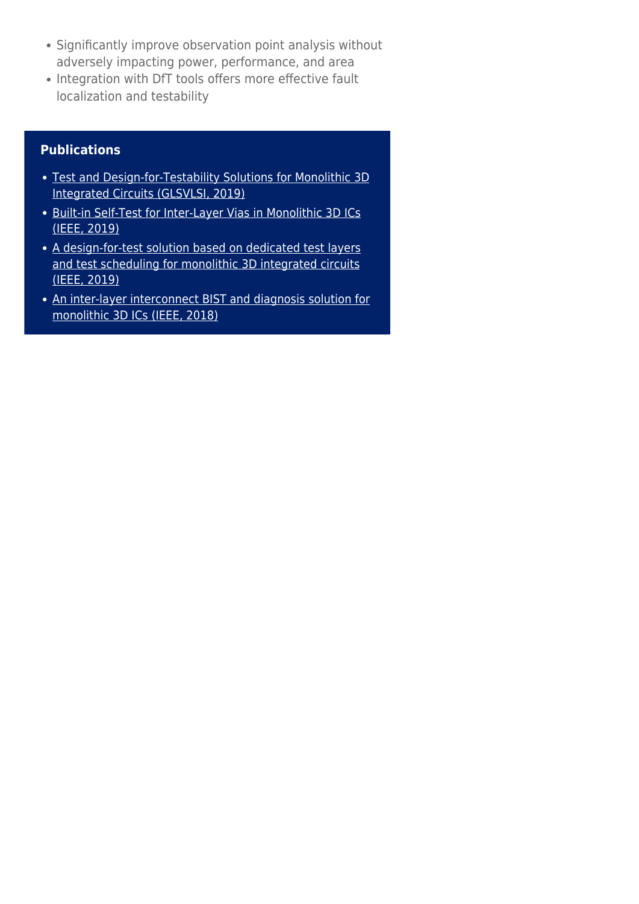- Significantly improve observation point analysis without adversely impacting power, performance, and area
- Integration with DfT tools offers more effective fault localization and testability

## Publications

- Test and Design-for-Testability Solutions for Monolithic 3D Integrated Circuits (GLSVLSI, 2019)
- Built-in Self-Test for Inter-Layer Vias in Monolithic 3D ICs (IEEE, 2019)
- A design-for-test solution based on dedicated test layers and test scheduling for monolithic 3D integrated circuits (IEEE, 2019)
- An inter-layer interconnect BIST and diagnosis solution for monolithic 3D ICs (IEEE, 2018)